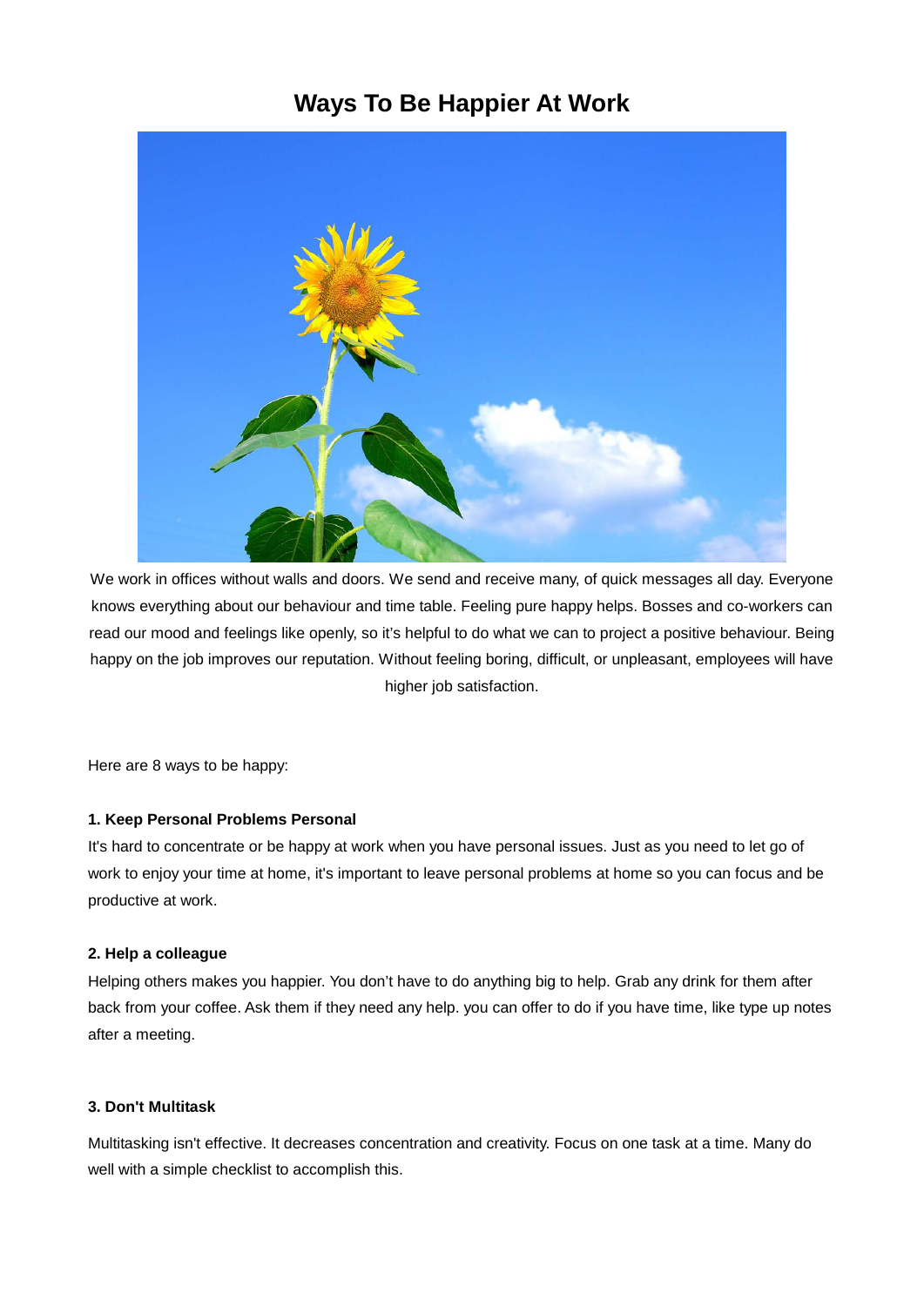# Ways To Be Happier At Work

We work in offices without walls and doors. We send and receive many, of quick messages all day. Everyone knows everything about our behaviour and time table. Feeling pure happy helps. Bosses and co-workers can read our mood and feelings like openly, so it's helpful to do what we can to project a positive behaviour. Being happy on the job improves our reputation. Without feeling boring, difficult, or unpleasant, employees will have higher job satisfaction.

Here are 8 ways to be happy:

**1. Keep Personal Problems Personal**

It's hard to concentrate or be happy at work when you have personal issues. Just as you need to let go of work to enjoy your time at home, it's important to leave personal problems at home so you can focus and be productive at work.

**2. Help a colleague**

Helping others makes you happier. You don't have to do anything big to help. Grab any drink for them after back from your coffee. Ask them if they need any help. you can offer to do if you have time, like type up notes after a meeting.

**3. Don't Multitask**

Multitasking isn't effective. It decreases concentration and creativity. Focus on one task at a time. Many do well with a simple checklist to accomplish this.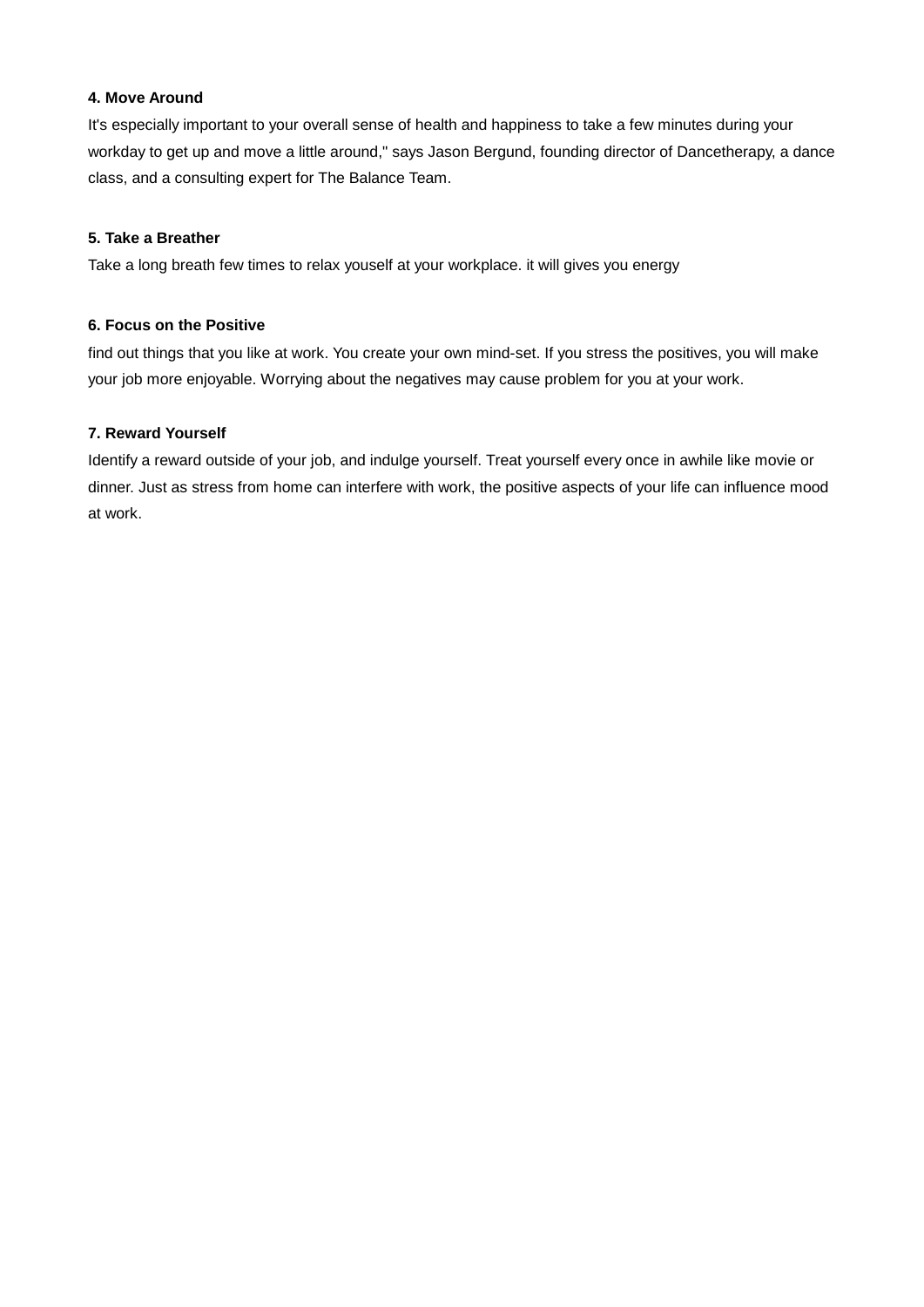**4. Move Around**

It's especially important to your overall sense of health and happiness to take a few minutes during your workday to get up and move a little around," says Jason Bergund, founding director of Dancetherapy, a dance class, and a consulting expert for The Balance Team.

**5. Take a Breather**

Take a long breath few times to relax youself at your workplace. it will gives you energy

**6. Focus on the Positive**

find out things that you like at work. You create your own mind-set. If you stress the positives, you will make your job more enjoyable. Worrying about the negatives may cause problem for you at your work.

**7. Reward Yourself**

Identify a reward outside of your job, and indulge yourself. Treat yourself every once in awhile like movie or dinner. Just as stress from home can interfere with work, the positive aspects of your life can influence mood at work.